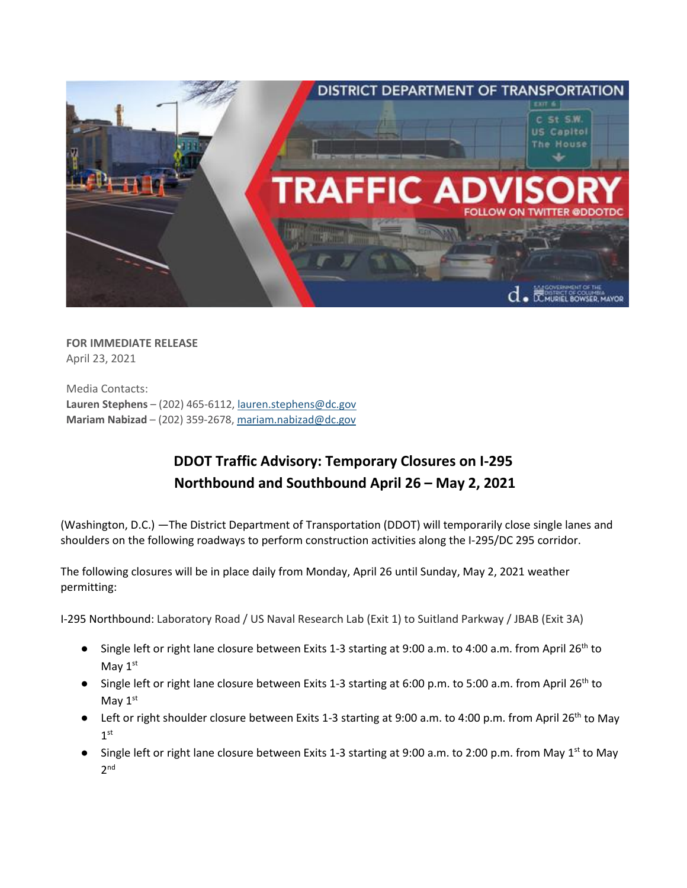**FOR IMMEDIATE RELEASE**
April 23, 2021

Media Contacts:
**Lauren Stephens** – (202) 465-6112, lauren.stephens@dc.gov
**Mariam Nabizad** – (202) 359-2678, mariam.nabizad@dc.gov

## DDOT Traffic Advisory: Temporary Closures on I-295 Northbound and Southbound April 26 – May 2, 2021

(Washington, D.C.) —The District Department of Transportation (DDOT) will temporarily close single lanes and shoulders on the following roadways to perform construction activities along the I-295/DC 295 corridor.

The following closures will be in place daily from Monday, April 26 until Sunday, May 2, 2021 weather permitting:

I-295 Northbound: Laboratory Road / US Naval Research Lab (Exit 1) to Suitland Parkway / JBAB (Exit 3A)

- Single left or right lane closure between Exits 1-3 starting at 9:00 a.m. to 4:00 a.m. from April 26th to May 1st
- Single left or right lane closure between Exits 1-3 starting at 6:00 p.m. to 5:00 a.m. from April 26th to May 1st
- Left or right shoulder closure between Exits 1-3 starting at 9:00 a.m. to 4:00 p.m. from April 26th to May 1st
- Single left or right lane closure between Exits 1-3 starting at 9:00 a.m. to 2:00 p.m. from May 1st to May 2nd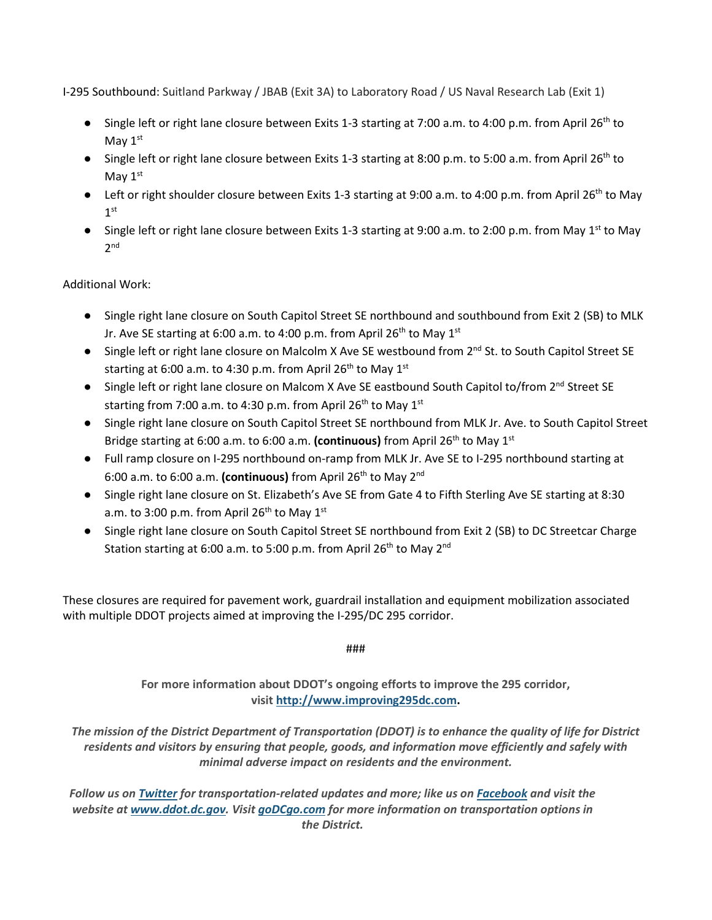I-295 Southbound: Suitland Parkway / JBAB (Exit 3A) to Laboratory Road / US Naval Research Lab (Exit 1)

- Single left or right lane closure between Exits 1-3 starting at 7:00 a.m. to 4:00 p.m. from April 26th to May 1st
- Single left or right lane closure between Exits 1-3 starting at 8:00 p.m. to 5:00 a.m. from April 26th to May 1st
- Left or right shoulder closure between Exits 1-3 starting at 9:00 a.m. to 4:00 p.m. from April 26th to May 1st
- Single left or right lane closure between Exits 1-3 starting at 9:00 a.m. to 2:00 p.m. from May 1st to May 2nd

Additional Work:

- Single right lane closure on South Capitol Street SE northbound and southbound from Exit 2 (SB) to MLK Jr. Ave SE starting at 6:00 a.m. to 4:00 p.m. from April 26th to May 1st
- Single left or right lane closure on Malcolm X Ave SE westbound from 2nd St. to South Capitol Street SE starting at 6:00 a.m. to 4:30 p.m. from April 26th to May 1st
- Single left or right lane closure on Malcom X Ave SE eastbound South Capitol to/from 2nd Street SE starting from 7:00 a.m. to 4:30 p.m. from April 26th to May 1st
- Single right lane closure on South Capitol Street SE northbound from MLK Jr. Ave. to South Capitol Street Bridge starting at 6:00 a.m. to 6:00 a.m. **(continuous)** from April 26th to May 1st
- Full ramp closure on I-295 northbound on-ramp from MLK Jr. Ave SE to I-295 northbound starting at 6:00 a.m. to 6:00 a.m. **(continuous)** from April 26th to May 2nd
- Single right lane closure on St. Elizabeth's Ave SE from Gate 4 to Fifth Sterling Ave SE starting at 8:30 a.m. to 3:00 p.m. from April 26th to May 1st
- Single right lane closure on South Capitol Street SE northbound from Exit 2 (SB) to DC Streetcar Charge Station starting at 6:00 a.m. to 5:00 p.m. from April 26th to May 2nd

These closures are required for pavement work, guardrail installation and equipment mobilization associated with multiple DDOT projects aimed at improving the I-295/DC 295 corridor.

###

**For more information about DDOT's ongoing efforts to improve the 295 corridor, visit http://www.improving295dc.com.**

***The mission of the District Department of Transportation (DDOT) is to enhance the quality of life for District residents and visitors by ensuring that people, goods, and information move efficiently and safely with minimal adverse impact on residents and the environment.***

***Follow us on Twitter for transportation-related updates and more; like us on Facebook and visit the website at www.ddot.dc.gov. Visit goDCgo.com for more information on transportation options in the District.***